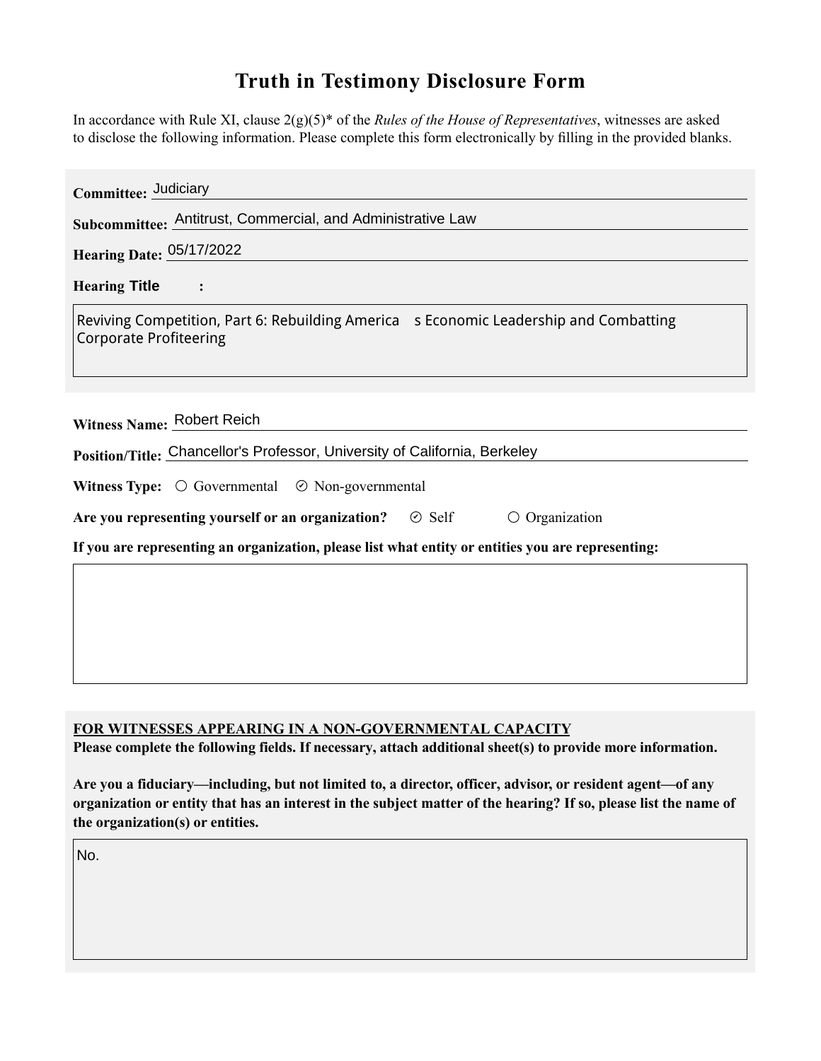# Truth in Testimony Disclosure Form

In accordance with Rule XI, clause 2(g)(5)* of the *Rules of the House of Representatives*, witnesses are asked to disclose the following information. Please complete this form electronically by filling in the provided blanks.

**Committee:** Judiciary

**Subcommittee:** Antitrust, Commercial, and Administrative Law

**Hearing Date:** 05/17/2022

**Hearing Title:**

Reviving Competition, Part 6: Rebuilding America s Economic Leadership and Combatting Corporate Profiteering

**Witness Name:** Robert Reich

**Position/Title:** Chancellor's Professor, University of California, Berkeley

**Witness Type:** ○ Governmental ⊘ Non-governmental

**Are you representing yourself or an organization?** ⊘ Self ○ Organization

**If you are representing an organization, please list what entity or entities you are representing:**

**FOR WITNESSES APPEARING IN A NON-GOVERNMENTAL CAPACITY**

**Please complete the following fields. If necessary, attach additional sheet(s) to provide more information.**

**Are you a fiduciary—including, but not limited to, a director, officer, advisor, or resident agent—of any organization or entity that has an interest in the subject matter of the hearing? If so, please list the name of the organization(s) or entities.**

No.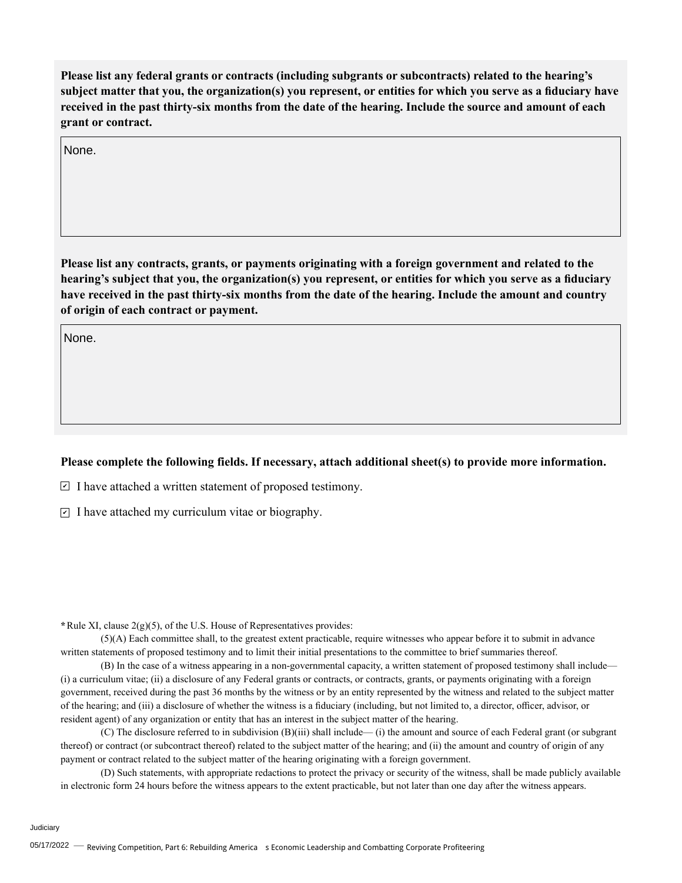**Please list any federal grants or contracts (including subgrants or subcontracts) related to the hearing's subject matter that you, the organization(s) you represent, or entities for which you serve as a fiduciary have received in the past thirty-six months from the date of the hearing. Include the source and amount of each grant or contract.**

None.

**Please list any contracts, grants, or payments originating with a foreign government and related to the hearing's subject that you, the organization(s) you represent, or entities for which you serve as a fiduciary have received in the past thirty-six months from the date of the hearing. Include the amount and country of origin of each contract or payment.**

None.

**Please complete the following fields. If necessary, attach additional sheet(s) to provide more information.**

- [x] I have attached a written statement of proposed testimony.
- [x] I have attached my curriculum vitae or biography.

**\*** Rule XI, clause 2(g)(5), of the U.S. House of Representatives provides:

(5)(A) Each committee shall, to the greatest extent practicable, require witnesses who appear before it to submit in advance written statements of proposed testimony and to limit their initial presentations to the committee to brief summaries thereof.

(B) In the case of a witness appearing in a non-governmental capacity, a written statement of proposed testimony shall include— (i) a curriculum vitae; (ii) a disclosure of any Federal grants or contracts, or contracts, grants, or payments originating with a foreign government, received during the past 36 months by the witness or by an entity represented by the witness and related to the subject matter of the hearing; and (iii) a disclosure of whether the witness is a fiduciary (including, but not limited to, a director, officer, advisor, or resident agent) of any organization or entity that has an interest in the subject matter of the hearing.

(C) The disclosure referred to in subdivision (B)(iii) shall include— (i) the amount and source of each Federal grant (or subgrant thereof) or contract (or subcontract thereof) related to the subject matter of the hearing; and (ii) the amount and country of origin of any payment or contract related to the subject matter of the hearing originating with a foreign government.

(D) Such statements, with appropriate redactions to protect the privacy or security of the witness, shall be made publicly available in electronic form 24 hours before the witness appears to the extent practicable, but not later than one day after the witness appears.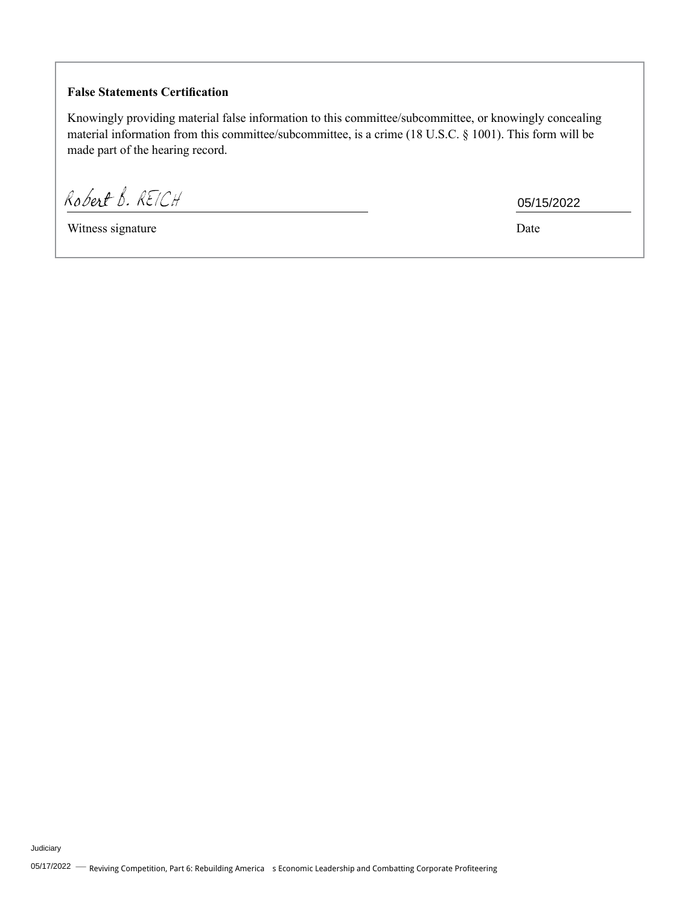**False Statements Certification**

Knowingly providing material false information to this committee/subcommittee, or knowingly concealing material information from this committee/subcommittee, is a crime (18 U.S.C. § 1001). This form will be made part of the hearing record.

Robert B. REICH

Witness signature

05/15/2022

Date